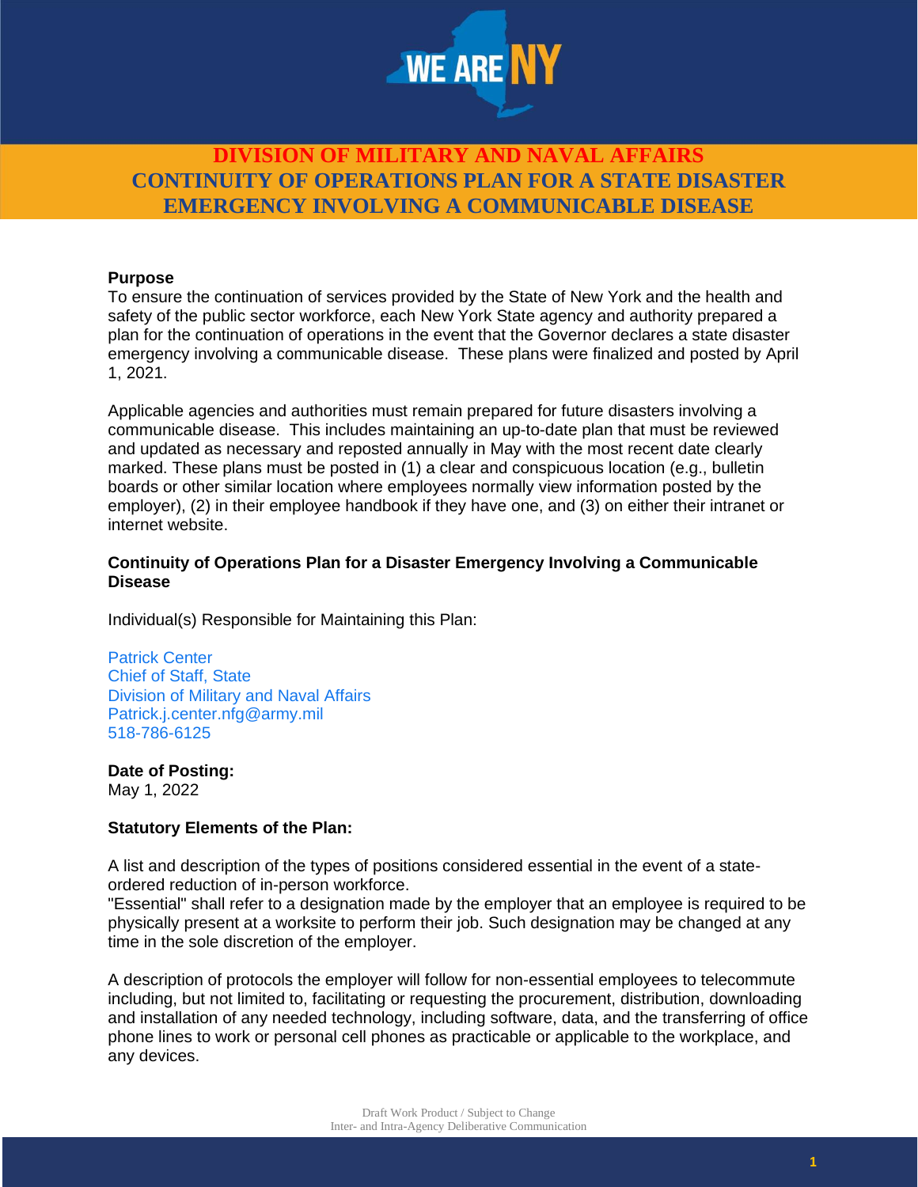# DIVISION OF MILITARY AND NAVAL AFFAIRS
# CONTINUITY OF OPERATIONS PLAN FOR A STATE DISASTER EMERGENCY INVOLVING A COMMUNICABLE DISEASE

**Purpose**
To ensure the continuation of services provided by the State of New York and the health and safety of the public sector workforce, each New York State agency and authority prepared a plan for the continuation of operations in the event that the Governor declares a state disaster emergency involving a communicable disease. These plans were finalized and posted by April 1, 2021.

Applicable agencies and authorities must remain prepared for future disasters involving a communicable disease. This includes maintaining an up-to-date plan that must be reviewed and updated as necessary and reposted annually in May with the most recent date clearly marked. These plans must be posted in (1) a clear and conspicuous location (e.g., bulletin boards or other similar location where employees normally view information posted by the employer), (2) in their employee handbook if they have one, and (3) on either their intranet or internet website.

**Continuity of Operations Plan for a Disaster Emergency Involving a Communicable Disease**

Individual(s) Responsible for Maintaining this Plan:

Patrick Center
Chief of Staff, State
Division of Military and Naval Affairs
Patrick.j.center.nfg@army.mil
518-786-6125

**Date of Posting:**
May 1, 2022

**Statutory Elements of the Plan:**

A list and description of the types of positions considered essential in the event of a state-ordered reduction of in-person workforce.
"Essential" shall refer to a designation made by the employer that an employee is required to be physically present at a worksite to perform their job. Such designation may be changed at any time in the sole discretion of the employer.

A description of protocols the employer will follow for non-essential employees to telecommute including, but not limited to, facilitating or requesting the procurement, distribution, downloading and installation of any needed technology, including software, data, and the transferring of office phone lines to work or personal cell phones as practicable or applicable to the workplace, and any devices.

Draft Work Product / Subject to Change
Inter- and Intra-Agency Deliberative Communication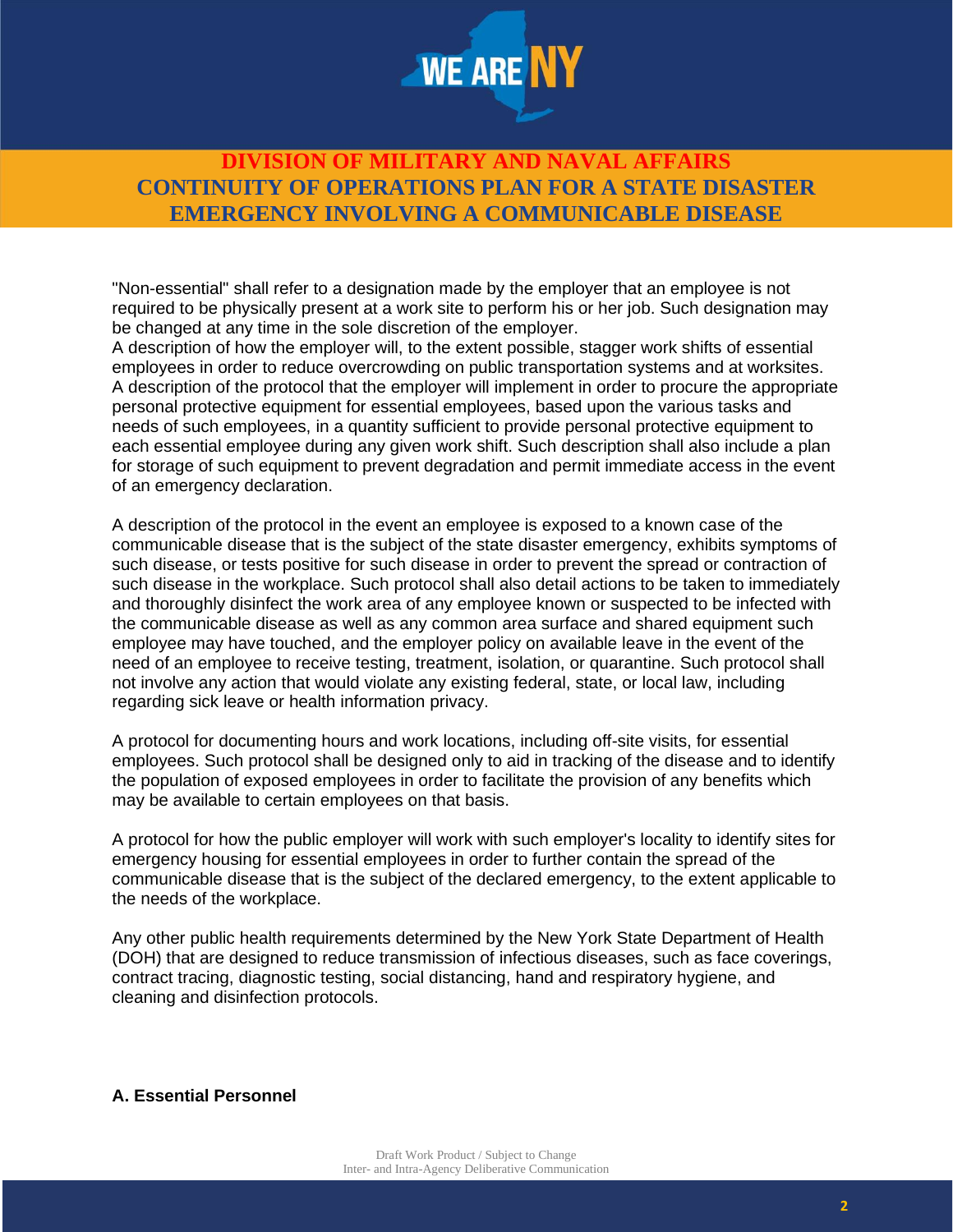"Non-essential" shall refer to a designation made by the employer that an employee is not required to be physically present at a work site to perform his or her job. Such designation may be changed at any time in the sole discretion of the employer.
A description of how the employer will, to the extent possible, stagger work shifts of essential employees in order to reduce overcrowding on public transportation systems and at worksites.
A description of the protocol that the employer will implement in order to procure the appropriate personal protective equipment for essential employees, based upon the various tasks and needs of such employees, in a quantity sufficient to provide personal protective equipment to each essential employee during any given work shift. Such description shall also include a plan for storage of such equipment to prevent degradation and permit immediate access in the event of an emergency declaration.

A description of the protocol in the event an employee is exposed to a known case of the communicable disease that is the subject of the state disaster emergency, exhibits symptoms of such disease, or tests positive for such disease in order to prevent the spread or contraction of such disease in the workplace. Such protocol shall also detail actions to be taken to immediately and thoroughly disinfect the work area of any employee known or suspected to be infected with the communicable disease as well as any common area surface and shared equipment such employee may have touched, and the employer policy on available leave in the event of the need of an employee to receive testing, treatment, isolation, or quarantine. Such protocol shall not involve any action that would violate any existing federal, state, or local law, including regarding sick leave or health information privacy.

A protocol for documenting hours and work locations, including off-site visits, for essential employees. Such protocol shall be designed only to aid in tracking of the disease and to identify the population of exposed employees in order to facilitate the provision of any benefits which may be available to certain employees on that basis.

A protocol for how the public employer will work with such employer's locality to identify sites for emergency housing for essential employees in order to further contain the spread of the communicable disease that is the subject of the declared emergency, to the extent applicable to the needs of the workplace.

Any other public health requirements determined by the New York State Department of Health (DOH) that are designed to reduce transmission of infectious diseases, such as face coverings, contract tracing, diagnostic testing, social distancing, hand and respiratory hygiene, and cleaning and disinfection protocols.

**A. Essential Personnel**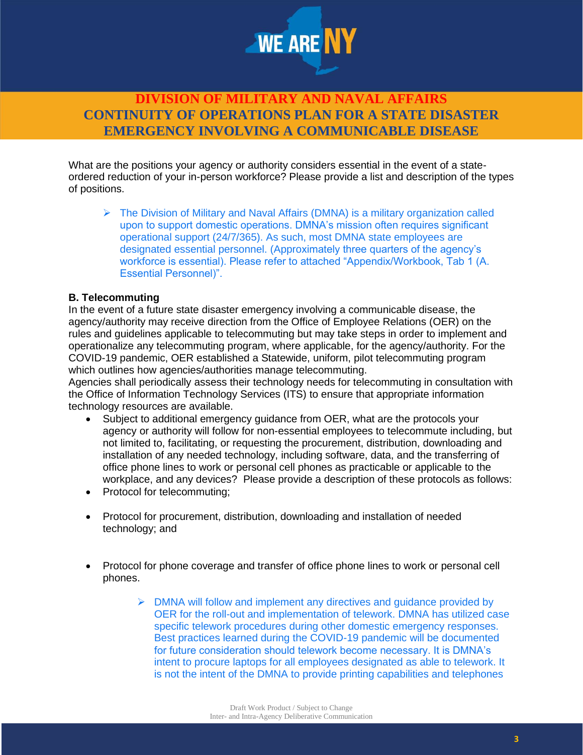What are the positions your agency or authority considers essential in the event of a state-ordered reduction of your in-person workforce? Please provide a list and description of the types of positions.

> - The Division of Military and Naval Affairs (DMNA) is a military organization called upon to support domestic operations. DMNA's mission often requires significant operational support (24/7/365). As such, most DMNA state employees are designated essential personnel. (Approximately three quarters of the agency's workforce is essential). Please refer to attached "Appendix/Workbook, Tab 1 (A. Essential Personnel)".

**B. Telecommuting**

In the event of a future state disaster emergency involving a communicable disease, the agency/authority may receive direction from the Office of Employee Relations (OER) on the rules and guidelines applicable to telecommuting but may take steps in order to implement and operationalize any telecommuting program, where applicable, for the agency/authority. For the COVID-19 pandemic, OER established a Statewide, uniform, pilot telecommuting program which outlines how agencies/authorities manage telecommuting.

Agencies shall periodically assess their technology needs for telecommuting in consultation with the Office of Information Technology Services (ITS) to ensure that appropriate information technology resources are available.

- Subject to additional emergency guidance from OER, what are the protocols your agency or authority will follow for non-essential employees to telecommute including, but not limited to, facilitating, or requesting the procurement, distribution, downloading and installation of any needed technology, including software, data, and the transferring of office phone lines to work or personal cell phones as practicable or applicable to the workplace, and any devices? Please provide a description of these protocols as follows:
- Protocol for telecommuting;
- Protocol for procurement, distribution, downloading and installation of needed technology; and
- Protocol for phone coverage and transfer of office phone lines to work or personal cell phones.

> - DMNA will follow and implement any directives and guidance provided by OER for the roll-out and implementation of telework. DMNA has utilized case specific telework procedures during other domestic emergency responses. Best practices learned during the COVID-19 pandemic will be documented for future consideration should telework become necessary. It is DMNA's intent to procure laptops for all employees designated as able to telework. It is not the intent of the DMNA to provide printing capabilities and telephones

Draft Work Product / Subject to Change
Inter- and Intra-Agency Deliberative Communication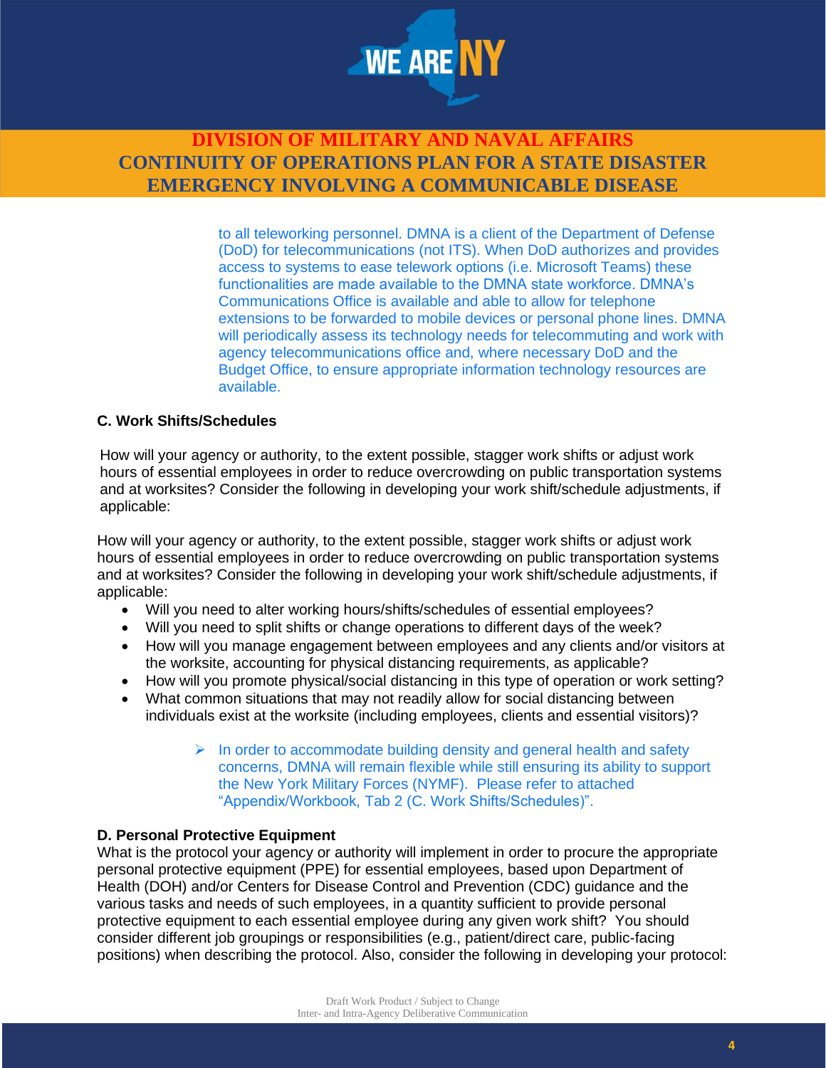to all teleworking personnel. DMNA is a client of the Department of Defense (DoD) for telecommunications (not ITS). When DoD authorizes and provides access to systems to ease telework options (i.e. Microsoft Teams) these functionalities are made available to the DMNA state workforce. DMNA's Communications Office is available and able to allow for telephone extensions to be forwarded to mobile devices or personal phone lines. DMNA will periodically assess its technology needs for telecommuting and work with agency telecommunications office and, where necessary DoD and the Budget Office, to ensure appropriate information technology resources are available.

### C. Work Shifts/Schedules

How will your agency or authority, to the extent possible, stagger work shifts or adjust work hours of essential employees in order to reduce overcrowding on public transportation systems and at worksites? Consider the following in developing your work shift/schedule adjustments, if applicable:

How will your agency or authority, to the extent possible, stagger work shifts or adjust work hours of essential employees in order to reduce overcrowding on public transportation systems and at worksites? Consider the following in developing your work shift/schedule adjustments, if applicable:

- Will you need to alter working hours/shifts/schedules of essential employees?
- Will you need to split shifts or change operations to different days of the week?
- How will you manage engagement between employees and any clients and/or visitors at the worksite, accounting for physical distancing requirements, as applicable?
- How will you promote physical/social distancing in this type of operation or work setting?
- What common situations that may not readily allow for social distancing between individuals exist at the worksite (including employees, clients and essential visitors)?

  - In order to accommodate building density and general health and safety concerns, DMNA will remain flexible while still ensuring its ability to support the New York Military Forces (NYMF). Please refer to attached "Appendix/Workbook, Tab 2 (C. Work Shifts/Schedules)".

### D. Personal Protective Equipment

What is the protocol your agency or authority will implement in order to procure the appropriate personal protective equipment (PPE) for essential employees, based upon Department of Health (DOH) and/or Centers for Disease Control and Prevention (CDC) guidance and the various tasks and needs of such employees, in a quantity sufficient to provide personal protective equipment to each essential employee during any given work shift? You should consider different job groupings or responsibilities (e.g., patient/direct care, public-facing positions) when describing the protocol. Also, consider the following in developing your protocol: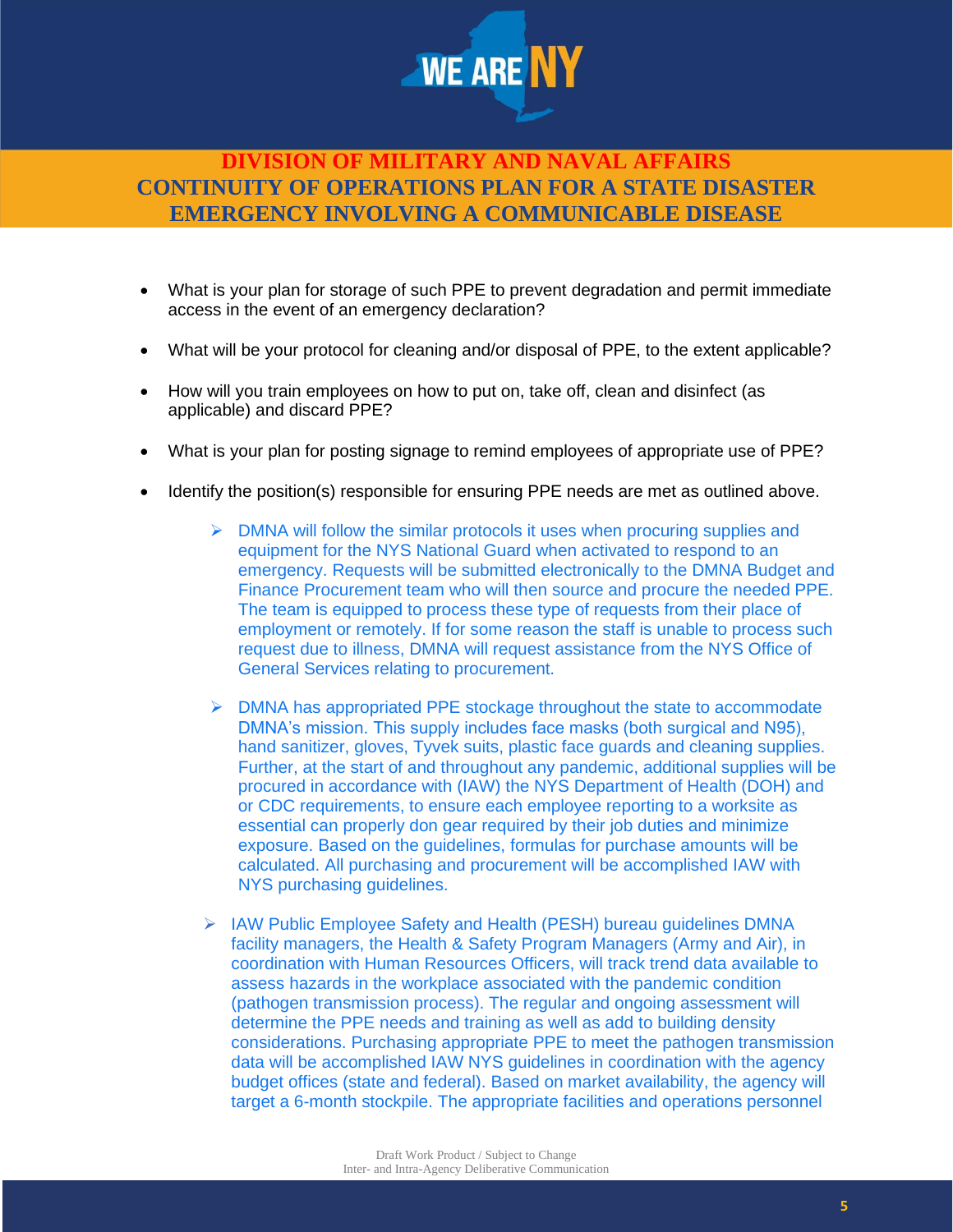- What is your plan for storage of such PPE to prevent degradation and permit immediate access in the event of an emergency declaration?
- What will be your protocol for cleaning and/or disposal of PPE, to the extent applicable?
- How will you train employees on how to put on, take off, clean and disinfect (as applicable) and discard PPE?
- What is your plan for posting signage to remind employees of appropriate use of PPE?
- Identify the position(s) responsible for ensuring PPE needs are met as outlined above.
  - DMNA will follow the similar protocols it uses when procuring supplies and equipment for the NYS National Guard when activated to respond to an emergency. Requests will be submitted electronically to the DMNA Budget and Finance Procurement team who will then source and procure the needed PPE. The team is equipped to process these type of requests from their place of employment or remotely. If for some reason the staff is unable to process such request due to illness, DMNA will request assistance from the NYS Office of General Services relating to procurement.
  - DMNA has appropriated PPE stockage throughout the state to accommodate DMNA's mission. This supply includes face masks (both surgical and N95), hand sanitizer, gloves, Tyvek suits, plastic face guards and cleaning supplies. Further, at the start of and throughout any pandemic, additional supplies will be procured in accordance with (IAW) the NYS Department of Health (DOH) and or CDC requirements, to ensure each employee reporting to a worksite as essential can properly don gear required by their job duties and minimize exposure. Based on the guidelines, formulas for purchase amounts will be calculated. All purchasing and procurement will be accomplished IAW with NYS purchasing guidelines.
  - IAW Public Employee Safety and Health (PESH) bureau guidelines DMNA facility managers, the Health & Safety Program Managers (Army and Air), in coordination with Human Resources Officers, will track trend data available to assess hazards in the workplace associated with the pandemic condition (pathogen transmission process). The regular and ongoing assessment will determine the PPE needs and training as well as add to building density considerations. Purchasing appropriate PPE to meet the pathogen transmission data will be accomplished IAW NYS guidelines in coordination with the agency budget offices (state and federal). Based on market availability, the agency will target a 6-month stockpile. The appropriate facilities and operations personnel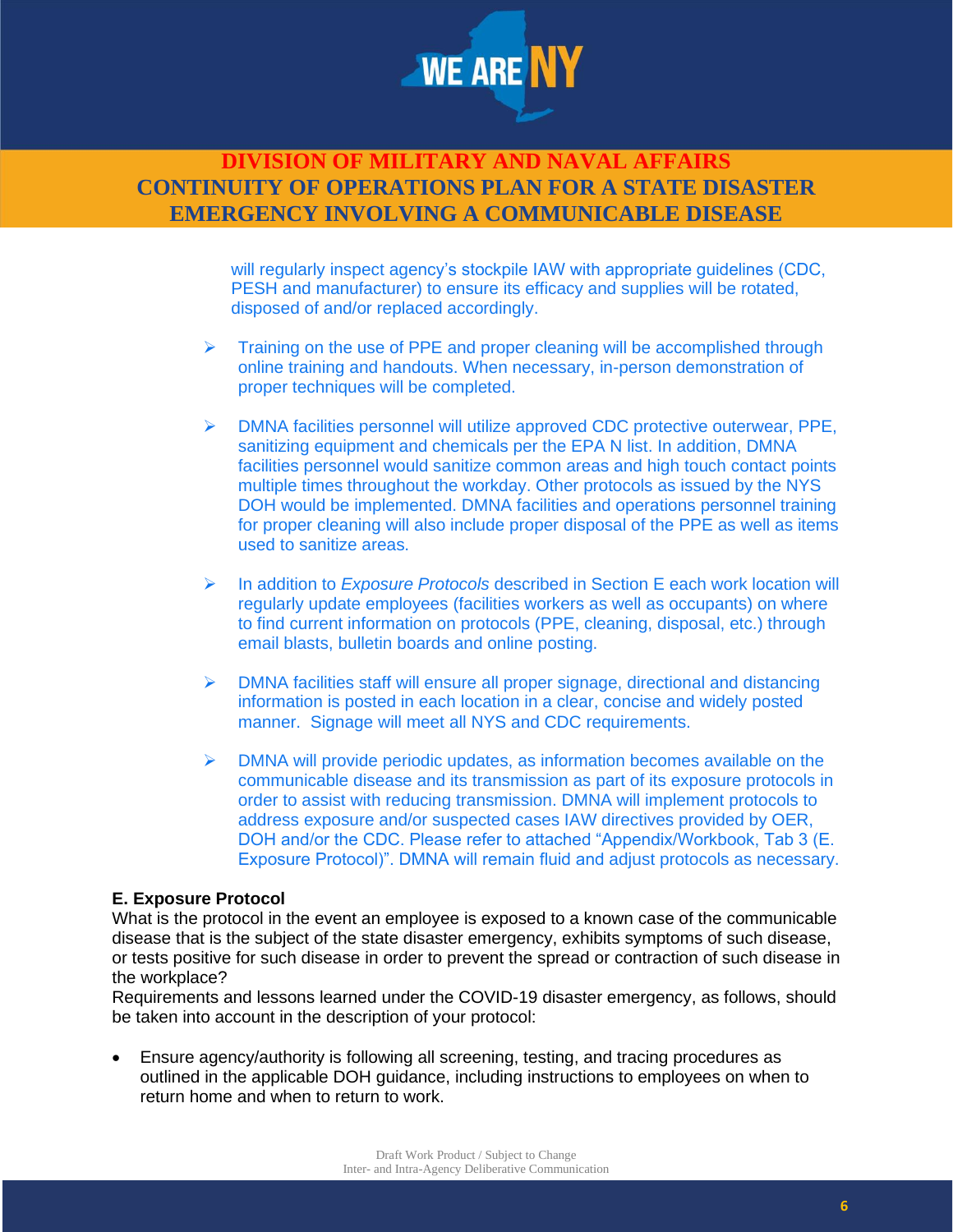will regularly inspect agency's stockpile IAW with appropriate guidelines (CDC, PESH and manufacturer) to ensure its efficacy and supplies will be rotated, disposed of and/or replaced accordingly.

- Training on the use of PPE and proper cleaning will be accomplished through online training and handouts. When necessary, in-person demonstration of proper techniques will be completed.

- DMNA facilities personnel will utilize approved CDC protective outerwear, PPE, sanitizing equipment and chemicals per the EPA N list. In addition, DMNA facilities personnel would sanitize common areas and high touch contact points multiple times throughout the workday. Other protocols as issued by the NYS DOH would be implemented. DMNA facilities and operations personnel training for proper cleaning will also include proper disposal of the PPE as well as items used to sanitize areas.

- In addition to *Exposure Protocols* described in Section E each work location will regularly update employees (facilities workers as well as occupants) on where to find current information on protocols (PPE, cleaning, disposal, etc.) through email blasts, bulletin boards and online posting.

- DMNA facilities staff will ensure all proper signage, directional and distancing information is posted in each location in a clear, concise and widely posted manner. Signage will meet all NYS and CDC requirements.

- DMNA will provide periodic updates, as information becomes available on the communicable disease and its transmission as part of its exposure protocols in order to assist with reducing transmission. DMNA will implement protocols to address exposure and/or suspected cases IAW directives provided by OER, DOH and/or the CDC. Please refer to attached "Appendix/Workbook, Tab 3 (E. Exposure Protocol)". DMNA will remain fluid and adjust protocols as necessary.

**E. Exposure Protocol**

What is the protocol in the event an employee is exposed to a known case of the communicable disease that is the subject of the state disaster emergency, exhibits symptoms of such disease, or tests positive for such disease in order to prevent the spread or contraction of such disease in the workplace?

Requirements and lessons learned under the COVID-19 disaster emergency, as follows, should be taken into account in the description of your protocol:

- Ensure agency/authority is following all screening, testing, and tracing procedures as outlined in the applicable DOH guidance, including instructions to employees on when to return home and when to return to work.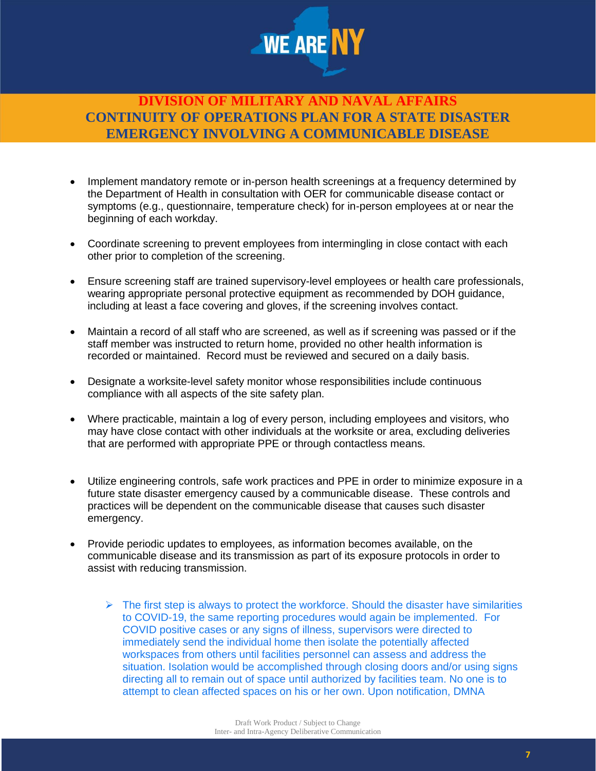- Implement mandatory remote or in-person health screenings at a frequency determined by the Department of Health in consultation with OER for communicable disease contact or symptoms (e.g., questionnaire, temperature check) for in-person employees at or near the beginning of each workday.

- Coordinate screening to prevent employees from intermingling in close contact with each other prior to completion of the screening.

- Ensure screening staff are trained supervisory-level employees or health care professionals, wearing appropriate personal protective equipment as recommended by DOH guidance, including at least a face covering and gloves, if the screening involves contact.

- Maintain a record of all staff who are screened, as well as if screening was passed or if the staff member was instructed to return home, provided no other health information is recorded or maintained. Record must be reviewed and secured on a daily basis.

- Designate a worksite-level safety monitor whose responsibilities include continuous compliance with all aspects of the site safety plan.

- Where practicable, maintain a log of every person, including employees and visitors, who may have close contact with other individuals at the worksite or area, excluding deliveries that are performed with appropriate PPE or through contactless means.

- Utilize engineering controls, safe work practices and PPE in order to minimize exposure in a future state disaster emergency caused by a communicable disease. These controls and practices will be dependent on the communicable disease that causes such disaster emergency.

- Provide periodic updates to employees, as information becomes available, on the communicable disease and its transmission as part of its exposure protocols in order to assist with reducing transmission.

  - The first step is always to protect the workforce. Should the disaster have similarities to COVID-19, the same reporting procedures would again be implemented. For COVID positive cases or any signs of illness, supervisors were directed to immediately send the individual home then isolate the potentially affected workspaces from others until facilities personnel can assess and address the situation. Isolation would be accomplished through closing doors and/or using signs directing all to remain out of space until authorized by facilities team. No one is to attempt to clean affected spaces on his or her own. Upon notification, DMNA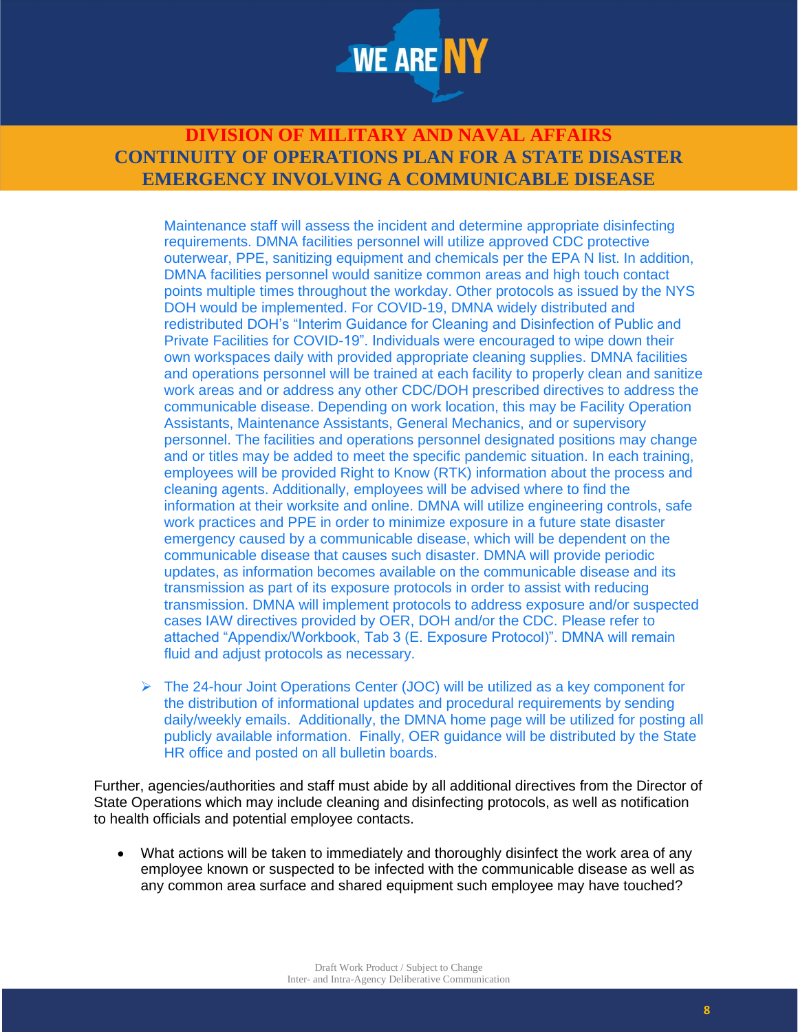Maintenance staff will assess the incident and determine appropriate disinfecting requirements. DMNA facilities personnel will utilize approved CDC protective outerwear, PPE, sanitizing equipment and chemicals per the EPA N list. In addition, DMNA facilities personnel would sanitize common areas and high touch contact points multiple times throughout the workday. Other protocols as issued by the NYS DOH would be implemented. For COVID-19, DMNA widely distributed and redistributed DOH's "Interim Guidance for Cleaning and Disinfection of Public and Private Facilities for COVID-19". Individuals were encouraged to wipe down their own workspaces daily with provided appropriate cleaning supplies. DMNA facilities and operations personnel will be trained at each facility to properly clean and sanitize work areas and or address any other CDC/DOH prescribed directives to address the communicable disease. Depending on work location, this may be Facility Operation Assistants, Maintenance Assistants, General Mechanics, and or supervisory personnel. The facilities and operations personnel designated positions may change and or titles may be added to meet the specific pandemic situation. In each training, employees will be provided Right to Know (RTK) information about the process and cleaning agents. Additionally, employees will be advised where to find the information at their worksite and online. DMNA will utilize engineering controls, safe work practices and PPE in order to minimize exposure in a future state disaster emergency caused by a communicable disease, which will be dependent on the communicable disease that causes such disaster. DMNA will provide periodic updates, as information becomes available on the communicable disease and its transmission as part of its exposure protocols in order to assist with reducing transmission. DMNA will implement protocols to address exposure and/or suspected cases IAW directives provided by OER, DOH and/or the CDC. Please refer to attached "Appendix/Workbook, Tab 3 (E. Exposure Protocol)". DMNA will remain fluid and adjust protocols as necessary.

- The 24-hour Joint Operations Center (JOC) will be utilized as a key component for the distribution of informational updates and procedural requirements by sending daily/weekly emails. Additionally, the DMNA home page will be utilized for posting all publicly available information. Finally, OER guidance will be distributed by the State HR office and posted on all bulletin boards.

Further, agencies/authorities and staff must abide by all additional directives from the Director of State Operations which may include cleaning and disinfecting protocols, as well as notification to health officials and potential employee contacts.

- What actions will be taken to immediately and thoroughly disinfect the work area of any employee known or suspected to be infected with the communicable disease as well as any common area surface and shared equipment such employee may have touched?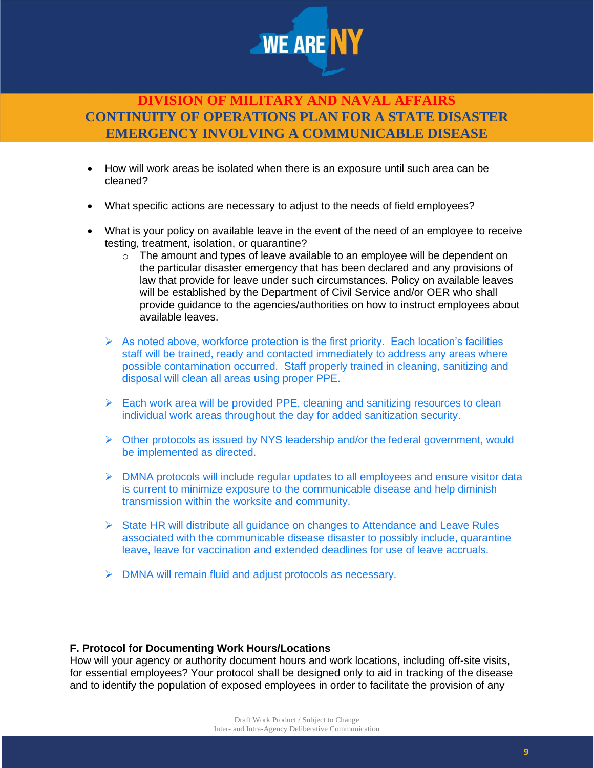- How will work areas be isolated when there is an exposure until such area can be cleaned?

- What specific actions are necessary to adjust to the needs of field employees?

- What is your policy on available leave in the event of the need of an employee to receive testing, treatment, isolation, or quarantine?
  - The amount and types of leave available to an employee will be dependent on the particular disaster emergency that has been declared and any provisions of law that provide for leave under such circumstances. Policy on available leaves will be established by the Department of Civil Service and/or OER who shall provide guidance to the agencies/authorities on how to instruct employees about available leaves.

- As noted above, workforce protection is the first priority. Each location's facilities staff will be trained, ready and contacted immediately to address any areas where possible contamination occurred. Staff properly trained in cleaning, sanitizing and disposal will clean all areas using proper PPE.

- Each work area will be provided PPE, cleaning and sanitizing resources to clean individual work areas throughout the day for added sanitization security.

- Other protocols as issued by NYS leadership and/or the federal government, would be implemented as directed.

- DMNA protocols will include regular updates to all employees and ensure visitor data is current to minimize exposure to the communicable disease and help diminish transmission within the worksite and community.

- State HR will distribute all guidance on changes to Attendance and Leave Rules associated with the communicable disease disaster to possibly include, quarantine leave, leave for vaccination and extended deadlines for use of leave accruals.

- DMNA will remain fluid and adjust protocols as necessary.

**F. Protocol for Documenting Work Hours/Locations**

How will your agency or authority document hours and work locations, including off-site visits, for essential employees? Your protocol shall be designed only to aid in tracking of the disease and to identify the population of exposed employees in order to facilitate the provision of any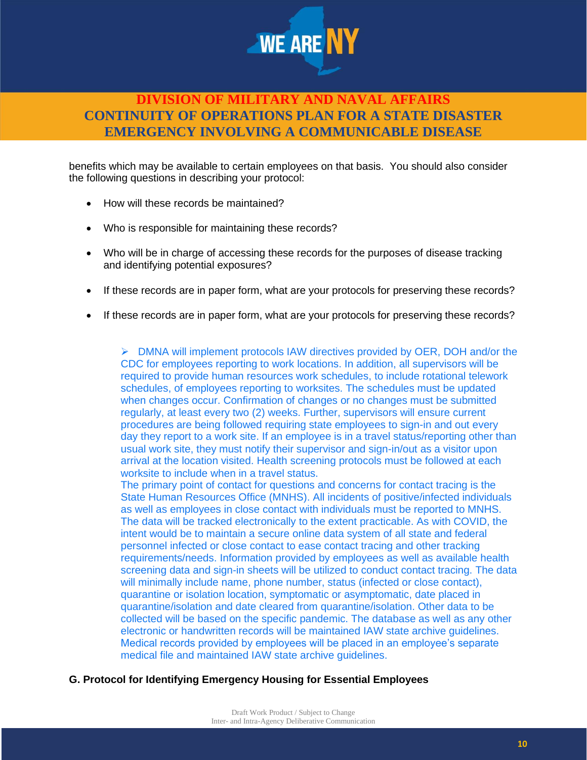benefits which may be available to certain employees on that basis. You should also consider the following questions in describing your protocol:

- How will these records be maintained?
- Who is responsible for maintaining these records?
- Who will be in charge of accessing these records for the purposes of disease tracking and identifying potential exposures?
- If these records are in paper form, what are your protocols for preserving these records?
- If these records are in paper form, what are your protocols for preserving these records?

> ➢ DMNA will implement protocols IAW directives provided by OER, DOH and/or the CDC for employees reporting to work locations. In addition, all supervisors will be required to provide human resources work schedules, to include rotational telework schedules, of employees reporting to worksites. The schedules must be updated when changes occur. Confirmation of changes or no changes must be submitted regularly, at least every two (2) weeks. Further, supervisors will ensure current procedures are being followed requiring state employees to sign-in and out every day they report to a work site. If an employee is in a travel status/reporting other than usual work site, they must notify their supervisor and sign-in/out as a visitor upon arrival at the location visited. Health screening protocols must be followed at each worksite to include when in a travel status.
> The primary point of contact for questions and concerns for contact tracing is the State Human Resources Office (MNHS). All incidents of positive/infected individuals as well as employees in close contact with individuals must be reported to MNHS. The data will be tracked electronically to the extent practicable. As with COVID, the intent would be to maintain a secure online data system of all state and federal personnel infected or close contact to ease contact tracing and other tracking requirements/needs. Information provided by employees as well as available health screening data and sign-in sheets will be utilized to conduct contact tracing. The data will minimally include name, phone number, status (infected or close contact), quarantine or isolation location, symptomatic or asymptomatic, date placed in quarantine/isolation and date cleared from quarantine/isolation. Other data to be collected will be based on the specific pandemic. The database as well as any other electronic or handwritten records will be maintained IAW state archive guidelines. Medical records provided by employees will be placed in an employee's separate medical file and maintained IAW state archive guidelines.

### G. Protocol for Identifying Emergency Housing for Essential Employees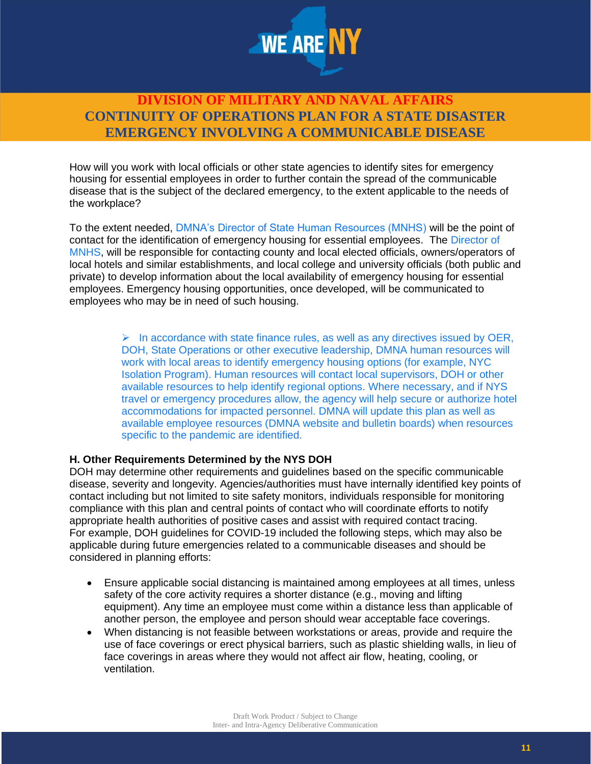How will you work with local officials or other state agencies to identify sites for emergency housing for essential employees in order to further contain the spread of the communicable disease that is the subject of the declared emergency, to the extent applicable to the needs of the workplace?

To the extent needed, DMNA's Director of State Human Resources (MNHS) will be the point of contact for the identification of emergency housing for essential employees. The Director of MNHS, will be responsible for contacting county and local elected officials, owners/operators of local hotels and similar establishments, and local college and university officials (both public and private) to develop information about the local availability of emergency housing for essential employees. Emergency housing opportunities, once developed, will be communicated to employees who may be in need of such housing.

> - In accordance with state finance rules, as well as any directives issued by OER, DOH, State Operations or other executive leadership, DMNA human resources will work with local areas to identify emergency housing options (for example, NYC Isolation Program). Human resources will contact local supervisors, DOH or other available resources to help identify regional options. Where necessary, and if NYS travel or emergency procedures allow, the agency will help secure or authorize hotel accommodations for impacted personnel. DMNA will update this plan as well as available employee resources (DMNA website and bulletin boards) when resources specific to the pandemic are identified.

**H. Other Requirements Determined by the NYS DOH**

DOH may determine other requirements and guidelines based on the specific communicable disease, severity and longevity. Agencies/authorities must have internally identified key points of contact including but not limited to site safety monitors, individuals responsible for monitoring compliance with this plan and central points of contact who will coordinate efforts to notify appropriate health authorities of positive cases and assist with required contact tracing. For example, DOH guidelines for COVID-19 included the following steps, which may also be applicable during future emergencies related to a communicable diseases and should be considered in planning efforts:

- Ensure applicable social distancing is maintained among employees at all times, unless safety of the core activity requires a shorter distance (e.g., moving and lifting equipment). Any time an employee must come within a distance less than applicable of another person, the employee and person should wear acceptable face coverings.
- When distancing is not feasible between workstations or areas, provide and require the use of face coverings or erect physical barriers, such as plastic shielding walls, in lieu of face coverings in areas where they would not affect air flow, heating, cooling, or ventilation.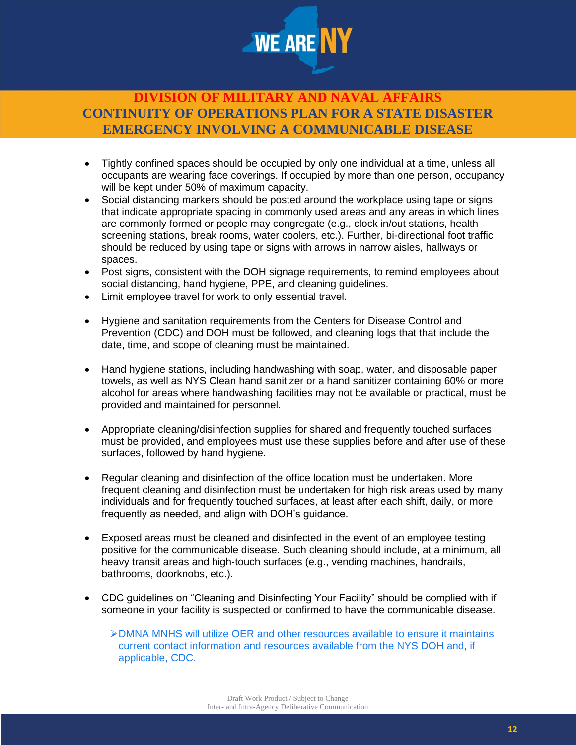- Tightly confined spaces should be occupied by only one individual at a time, unless all occupants are wearing face coverings. If occupied by more than one person, occupancy will be kept under 50% of maximum capacity.
- Social distancing markers should be posted around the workplace using tape or signs that indicate appropriate spacing in commonly used areas and any areas in which lines are commonly formed or people may congregate (e.g., clock in/out stations, health screening stations, break rooms, water coolers, etc.). Further, bi-directional foot traffic should be reduced by using tape or signs with arrows in narrow aisles, hallways or spaces.
- Post signs, consistent with the DOH signage requirements, to remind employees about social distancing, hand hygiene, PPE, and cleaning guidelines.
- Limit employee travel for work to only essential travel.
- Hygiene and sanitation requirements from the Centers for Disease Control and Prevention (CDC) and DOH must be followed, and cleaning logs that that include the date, time, and scope of cleaning must be maintained.
- Hand hygiene stations, including handwashing with soap, water, and disposable paper towels, as well as NYS Clean hand sanitizer or a hand sanitizer containing 60% or more alcohol for areas where handwashing facilities may not be available or practical, must be provided and maintained for personnel.
- Appropriate cleaning/disinfection supplies for shared and frequently touched surfaces must be provided, and employees must use these supplies before and after use of these surfaces, followed by hand hygiene.
- Regular cleaning and disinfection of the office location must be undertaken. More frequent cleaning and disinfection must be undertaken for high risk areas used by many individuals and for frequently touched surfaces, at least after each shift, daily, or more frequently as needed, and align with DOH's guidance.
- Exposed areas must be cleaned and disinfected in the event of an employee testing positive for the communicable disease. Such cleaning should include, at a minimum, all heavy transit areas and high-touch surfaces (e.g., vending machines, handrails, bathrooms, doorknobs, etc.).
- CDC guidelines on "Cleaning and Disinfecting Your Facility" should be complied with if someone in your facility is suspected or confirmed to have the communicable disease.

  - DMNA MNHS will utilize OER and other resources available to ensure it maintains current contact information and resources available from the NYS DOH and, if applicable, CDC.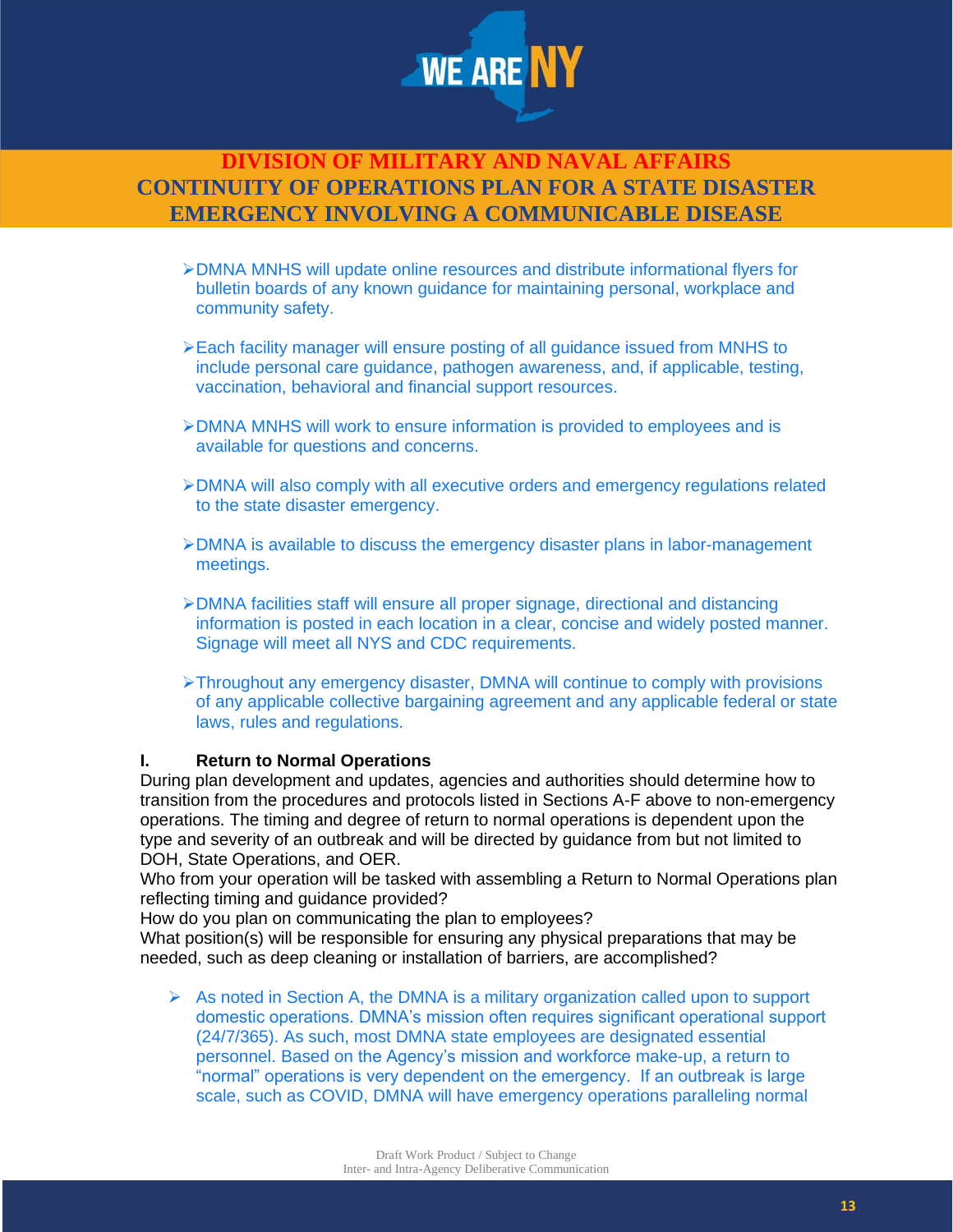- DMNA MNHS will update online resources and distribute informational flyers for bulletin boards of any known guidance for maintaining personal, workplace and community safety.

- Each facility manager will ensure posting of all guidance issued from MNHS to include personal care guidance, pathogen awareness, and, if applicable, testing, vaccination, behavioral and financial support resources.

- DMNA MNHS will work to ensure information is provided to employees and is available for questions and concerns.

- DMNA will also comply with all executive orders and emergency regulations related to the state disaster emergency.

- DMNA is available to discuss the emergency disaster plans in labor-management meetings.

- DMNA facilities staff will ensure all proper signage, directional and distancing information is posted in each location in a clear, concise and widely posted manner. Signage will meet all NYS and CDC requirements.

- Throughout any emergency disaster, DMNA will continue to comply with provisions of any applicable collective bargaining agreement and any applicable federal or state laws, rules and regulations.

**I. Return to Normal Operations**

During plan development and updates, agencies and authorities should determine how to transition from the procedures and protocols listed in Sections A-F above to non-emergency operations. The timing and degree of return to normal operations is dependent upon the type and severity of an outbreak and will be directed by guidance from but not limited to DOH, State Operations, and OER.

Who from your operation will be tasked with assembling a Return to Normal Operations plan reflecting timing and guidance provided?

How do you plan on communicating the plan to employees?

What position(s) will be responsible for ensuring any physical preparations that may be needed, such as deep cleaning or installation of barriers, are accomplished?

- As noted in Section A, the DMNA is a military organization called upon to support domestic operations. DMNA's mission often requires significant operational support (24/7/365). As such, most DMNA state employees are designated essential personnel. Based on the Agency's mission and workforce make-up, a return to "normal" operations is very dependent on the emergency. If an outbreak is large scale, such as COVID, DMNA will have emergency operations paralleling normal

Draft Work Product / Subject to Change
Inter- and Intra-Agency Deliberative Communication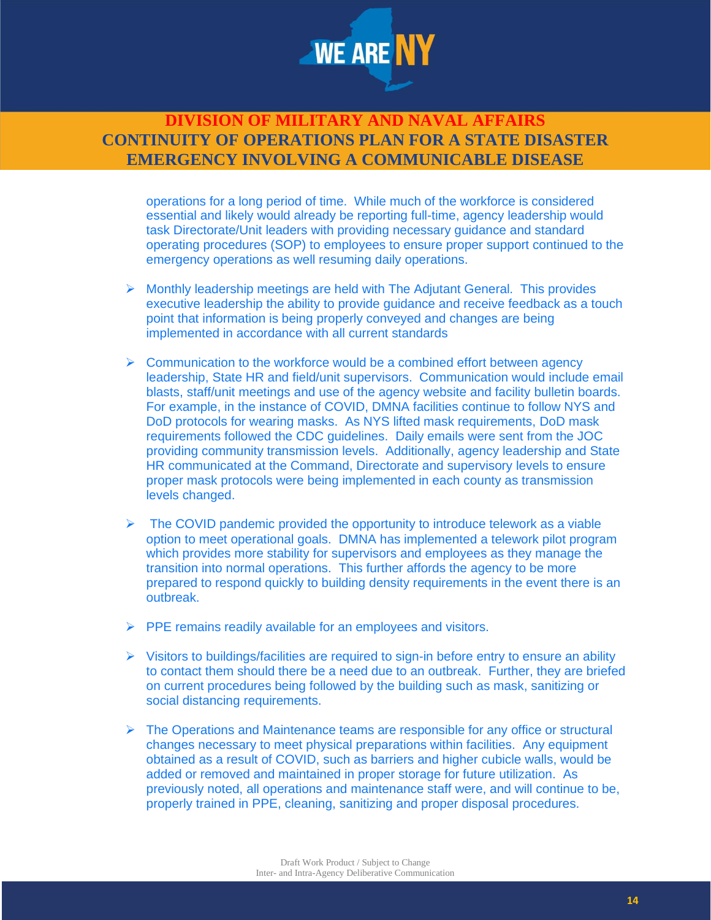operations for a long period of time. While much of the workforce is considered essential and likely would already be reporting full-time, agency leadership would task Directorate/Unit leaders with providing necessary guidance and standard operating procedures (SOP) to employees to ensure proper support continued to the emergency operations as well resuming daily operations.

- Monthly leadership meetings are held with The Adjutant General. This provides executive leadership the ability to provide guidance and receive feedback as a touch point that information is being properly conveyed and changes are being implemented in accordance with all current standards

- Communication to the workforce would be a combined effort between agency leadership, State HR and field/unit supervisors. Communication would include email blasts, staff/unit meetings and use of the agency website and facility bulletin boards. For example, in the instance of COVID, DMNA facilities continue to follow NYS and DoD protocols for wearing masks. As NYS lifted mask requirements, DoD mask requirements followed the CDC guidelines. Daily emails were sent from the JOC providing community transmission levels. Additionally, agency leadership and State HR communicated at the Command, Directorate and supervisory levels to ensure proper mask protocols were being implemented in each county as transmission levels changed.

- The COVID pandemic provided the opportunity to introduce telework as a viable option to meet operational goals. DMNA has implemented a telework pilot program which provides more stability for supervisors and employees as they manage the transition into normal operations. This further affords the agency to be more prepared to respond quickly to building density requirements in the event there is an outbreak.

- PPE remains readily available for an employees and visitors.

- Visitors to buildings/facilities are required to sign-in before entry to ensure an ability to contact them should there be a need due to an outbreak. Further, they are briefed on current procedures being followed by the building such as mask, sanitizing or social distancing requirements.

- The Operations and Maintenance teams are responsible for any office or structural changes necessary to meet physical preparations within facilities. Any equipment obtained as a result of COVID, such as barriers and higher cubicle walls, would be added or removed and maintained in proper storage for future utilization. As previously noted, all operations and maintenance staff were, and will continue to be, properly trained in PPE, cleaning, sanitizing and proper disposal procedures.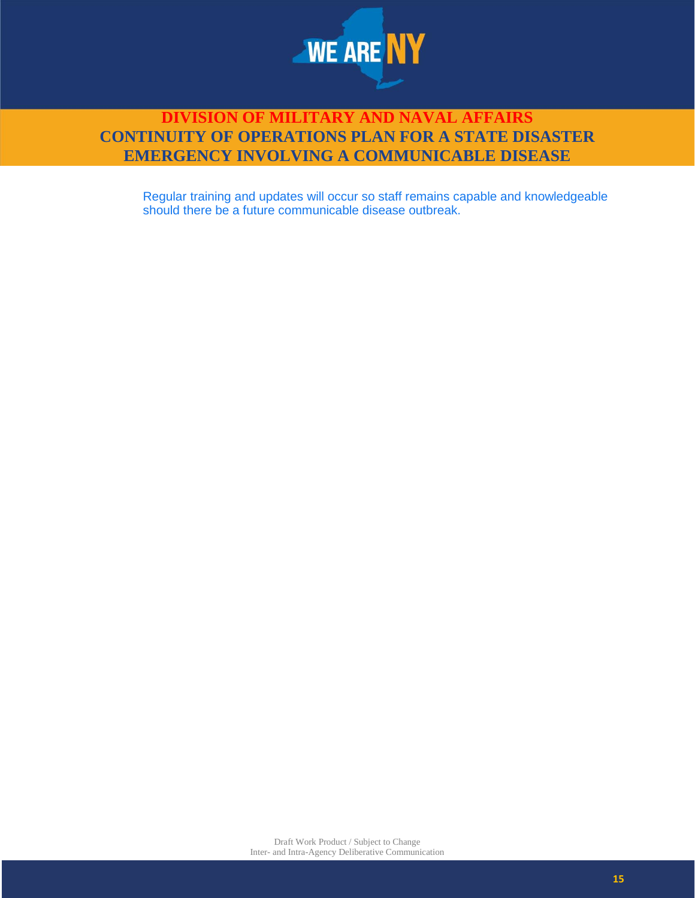Regular training and updates will occur so staff remains capable and knowledgeable should there be a future communicable disease outbreak.